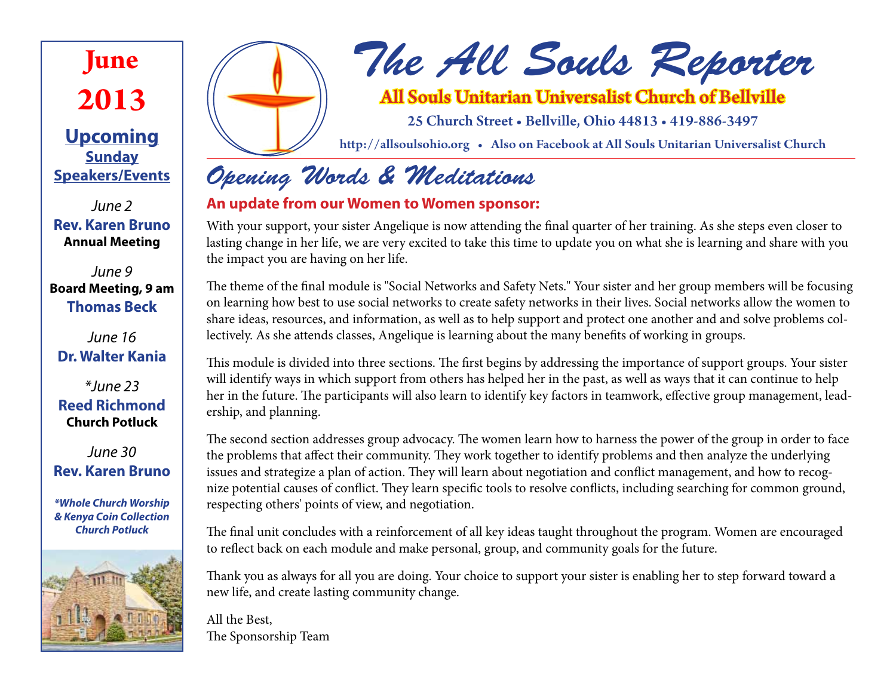# The All Souls Reporter

**All Souls Unitarian Universalist Church of Bellville**

25 Church Street • Bellville, Ohio 44813 • 419-886-3497

http://allsoulsohio.org • Also on Facebook at All Souls Unitarian Universalist Church

## June 2013

### Upcoming Sunday Speakers/Events

*June 2*
**Rev. Karen Bruno**
**Annual Meeting**

*June 9*
**Board Meeting, 9 am**
**Thomas Beck**

*June 16*
**Dr. Walter Kania**

*\*June 23*
**Reed Richmond**
**Church Potluck**

*June 30*
**Rev. Karen Bruno**

***Whole Church Worship & Kenya Coin Collection Church Potluck***

## Opening Words & Meditations

**An update from our Women to Women sponsor:**

With your support, your sister Angelique is now attending the final quarter of her training. As she steps even closer to lasting change in her life, we are very excited to take this time to update you on what she is learning and share with you the impact you are having on her life.

The theme of the final module is "Social Networks and Safety Nets." Your sister and her group members will be focusing on learning how best to use social networks to create safety networks in their lives. Social networks allow the women to share ideas, resources, and information, as well as to help support and protect one another and and solve problems collectively. As she attends classes, Angelique is learning about the many benefits of working in groups.

This module is divided into three sections. The first begins by addressing the importance of support groups. Your sister will identify ways in which support from others has helped her in the past, as well as ways that it can continue to help her in the future. The participants will also learn to identify key factors in teamwork, effective group management, leadership, and planning.

The second section addresses group advocacy. The women learn how to harness the power of the group in order to face the problems that affect their community. They work together to identify problems and then analyze the underlying issues and strategize a plan of action. They will learn about negotiation and conflict management, and how to recognize potential causes of conflict. They learn specific tools to resolve conflicts, including searching for common ground, respecting others' points of view, and negotiation.

The final unit concludes with a reinforcement of all key ideas taught throughout the program. Women are encouraged to reflect back on each module and make personal, group, and community goals for the future.

Thank you as always for all you are doing. Your choice to support your sister is enabling her to step forward toward a new life, and create lasting community change.

All the Best,
The Sponsorship Team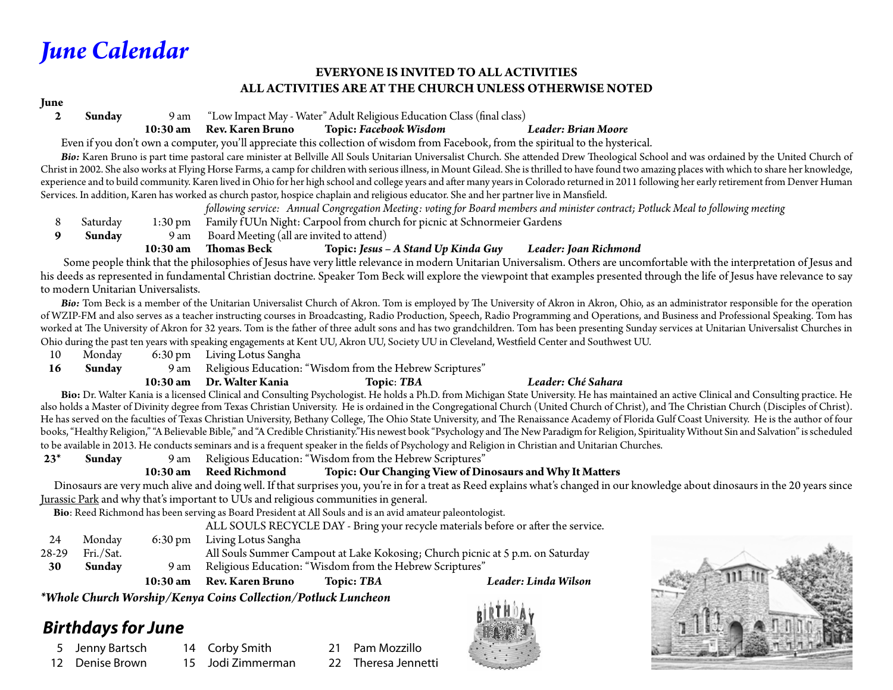# June Calendar

**EVERYONE IS INVITED TO ALL ACTIVITIES**
**ALL ACTIVITIES ARE AT THE CHURCH UNLESS OTHERWISE NOTED**

**June**

**2 Sunday** 9 am "Low Impact May - Water" Adult Religious Education Class (final class)

**10:30 am Rev. Karen Bruno Topic: *Facebook Wisdom*** ***Leader: Brian Moore***

Even if you don't own a computer, you'll appreciate this collection of wisdom from Facebook, from the spiritual to the hysterical.

***Bio:*** Karen Bruno is part time pastoral care minister at Bellville All Souls Unitarian Universalist Church. She attended Drew Theological School and was ordained by the United Church of Christ in 2002. She also works at Flying Horse Farms, a camp for children with serious illness, in Mount Gilead. She is thrilled to have found two amazing places with which to share her knowledge, experience and to build community. Karen lived in Ohio for her high school and college years and after many years in Colorado returned in 2011 following her early retirement from Denver Human Services. In addition, Karen has worked as church pastor, hospice chaplain and religious educator. She and her partner live in Mansfield.

*following service: Annual Congregation Meeting: voting for Board members and minister contract; Potluck Meal to following meeting*

8 Saturday 1:30 pm Family fUUn Night: Carpool from church for picnic at Schnormeier Gardens

**9 Sunday** 9 am Board Meeting (all are invited to attend)

**10:30 am Thomas Beck Topic: *Jesus – A Stand Up Kinda Guy*** ***Leader: Joan Richmond***

Some people think that the philosophies of Jesus have very little relevance in modern Unitarian Universalism. Others are uncomfortable with the interpretation of Jesus and his deeds as represented in fundamental Christian doctrine. Speaker Tom Beck will explore the viewpoint that examples presented through the life of Jesus have relevance to say to modern Unitarian Universalists.

***Bio:*** Tom Beck is a member of the Unitarian Universalist Church of Akron. Tom is employed by The University of Akron in Akron, Ohio, as an administrator responsible for the operation of WZIP-FM and also serves as a teacher instructing courses in Broadcasting, Radio Production, Speech, Radio Programming and Operations, and Business and Professional Speaking. Tom has worked at The University of Akron for 32 years. Tom is the father of three adult sons and has two grandchildren. Tom has been presenting Sunday services at Unitarian Universalist Churches in Ohio during the past ten years with speaking engagements at Kent UU, Akron UU, Society UU in Cleveland, Westfield Center and Southwest UU.

10 Monday 6:30 pm Living Lotus Sangha

**16 Sunday** 9 am Religious Education: "Wisdom from the Hebrew Scriptures"

**10:30 am Dr. Walter Kania Topic: *TBA*** ***Leader: Ché Sahara***

**Bio:** Dr. Walter Kania is a licensed Clinical and Consulting Psychologist. He holds a Ph.D. from Michigan State University. He has maintained an active Clinical and Consulting practice. He also holds a Master of Divinity degree from Texas Christian University. He is ordained in the Congregational Church (United Church of Christ), and The Christian Church (Disciples of Christ). He has served on the faculties of Texas Christian University, Bethany College, The Ohio State University, and The Renaissance Academy of Florida Gulf Coast University. He is the author of four books, "Healthy Religion," "A Believable Bible," and "A Credible Christianity." His newest book "Psychology and The New Paradigm for Religion, Spirituality Without Sin and Salvation" is scheduled to be available in 2013. He conducts seminars and is a frequent speaker in the fields of Psychology and Religion in Christian and Unitarian Churches.

**23\* Sunday** 9 am Religious Education: "Wisdom from the Hebrew Scriptures"

**10:30 am Reed Richmond Topic: Our Changing View of Dinosaurs and Why It Matters**

Dinosaurs are very much alive and doing well. If that surprises you, you're in for a treat as Reed explains what's changed in our knowledge about dinosaurs in the 20 years since Jurassic Park and why that's important to UUs and religious communities in general.

**Bio**: Reed Richmond has been serving as Board President at All Souls and is an avid amateur paleontologist.

ALL SOULS RECYCLE DAY - Bring your recycle materials before or after the service.

24 Monday 6:30 pm Living Lotus Sangha

28-29 Fri./Sat. All Souls Summer Campout at Lake Kokosing; Church picnic at 5 p.m. on Saturday

**30 Sunday** 9 am Religious Education: "Wisdom from the Hebrew Scriptures"

**10:30 am Rev. Karen Bruno Topic: *TBA*** ***Leader: Linda Wilson***

***\*Whole Church Worship/Kenya Coins Collection/Potluck Luncheon***

## *Birthdays for June*

- 5 Jenny Bartsch
- 12 Denise Brown
- 14 Corby Smith
- 15 Jodi Zimmerman
- 21 Pam Mozzillo
- 22 Theresa Jennetti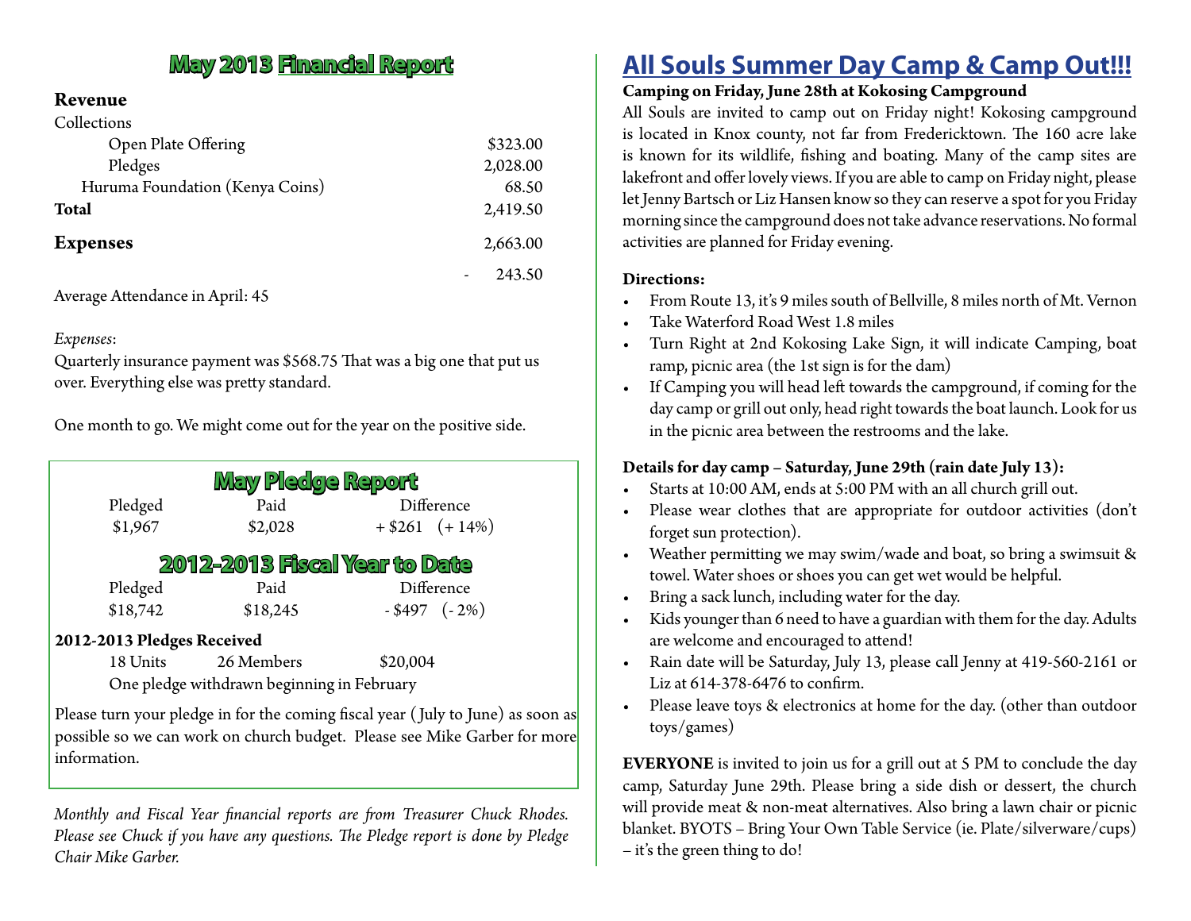## May 2013 Financial Report

| **Revenue** | |
|---|---|
| Collections | |
| Open Plate Offering | $323.00 |
| Pledges | 2,028.00 |
| Huruma Foundation (Kenya Coins) | 68.50 |
| **Total** | 2,419.50 |
| **Expenses** | 2,663.00 |
| | - 243.50 |

Average Attendance in April: 45

*Expenses*:

Quarterly insurance payment was $568.75 That was a big one that put us over. Everything else was pretty standard.

One month to go. We might come out for the year on the positive side.

## May Pledge Report

| Pledged | Paid | Difference |
|---|---|---|
| $1,967 | $2,028 | + $261 (+ 14%) |

## 2012-2013 Fiscal Year to Date

| Pledged | Paid | Difference |
|---|---|---|
| $18,742 | $18,245 | - $497 (- 2%) |

**2012-2013 Pledges Received**

18 Units 26 Members $20,004

One pledge withdrawn beginning in February

Please turn your pledge in for the coming fiscal year (July to June) as soon as possible so we can work on church budget. Please see Mike Garber for more information.

*Monthly and Fiscal Year financial reports are from Treasurer Chuck Rhodes. Please see Chuck if you have any questions. The Pledge report is done by Pledge Chair Mike Garber.*

## All Souls Summer Day Camp & Camp Out!!!

**Camping on Friday, June 28th at Kokosing Campground**

All Souls are invited to camp out on Friday night! Kokosing campground is located in Knox county, not far from Fredericktown. The 160 acre lake is known for its wildlife, fishing and boating. Many of the camp sites are lakefront and offer lovely views. If you are able to camp on Friday night, please let Jenny Bartsch or Liz Hansen know so they can reserve a spot for you Friday morning since the campground does not take advance reservations. No formal activities are planned for Friday evening.

**Directions:**

- From Route 13, it's 9 miles south of Bellville, 8 miles north of Mt. Vernon
- Take Waterford Road West 1.8 miles
- Turn Right at 2nd Kokosing Lake Sign, it will indicate Camping, boat ramp, picnic area (the 1st sign is for the dam)
- If Camping you will head left towards the campground, if coming for the day camp or grill out only, head right towards the boat launch. Look for us in the picnic area between the restrooms and the lake.

**Details for day camp – Saturday, June 29th (rain date July 13):**

- Starts at 10:00 AM, ends at 5:00 PM with an all church grill out.
- Please wear clothes that are appropriate for outdoor activities (don't forget sun protection).
- Weather permitting we may swim/wade and boat, so bring a swimsuit & towel. Water shoes or shoes you can get wet would be helpful.
- Bring a sack lunch, including water for the day.
- Kids younger than 6 need to have a guardian with them for the day. Adults are welcome and encouraged to attend!
- Rain date will be Saturday, July 13, please call Jenny at 419-560-2161 or Liz at 614-378-6476 to confirm.
- Please leave toys & electronics at home for the day. (other than outdoor toys/games)

**EVERYONE** is invited to join us for a grill out at 5 PM to conclude the day camp, Saturday June 29th. Please bring a side dish or dessert, the church will provide meat & non-meat alternatives. Also bring a lawn chair or picnic blanket. BYOTS – Bring Your Own Table Service (ie. Plate/silverware/cups) – it's the green thing to do!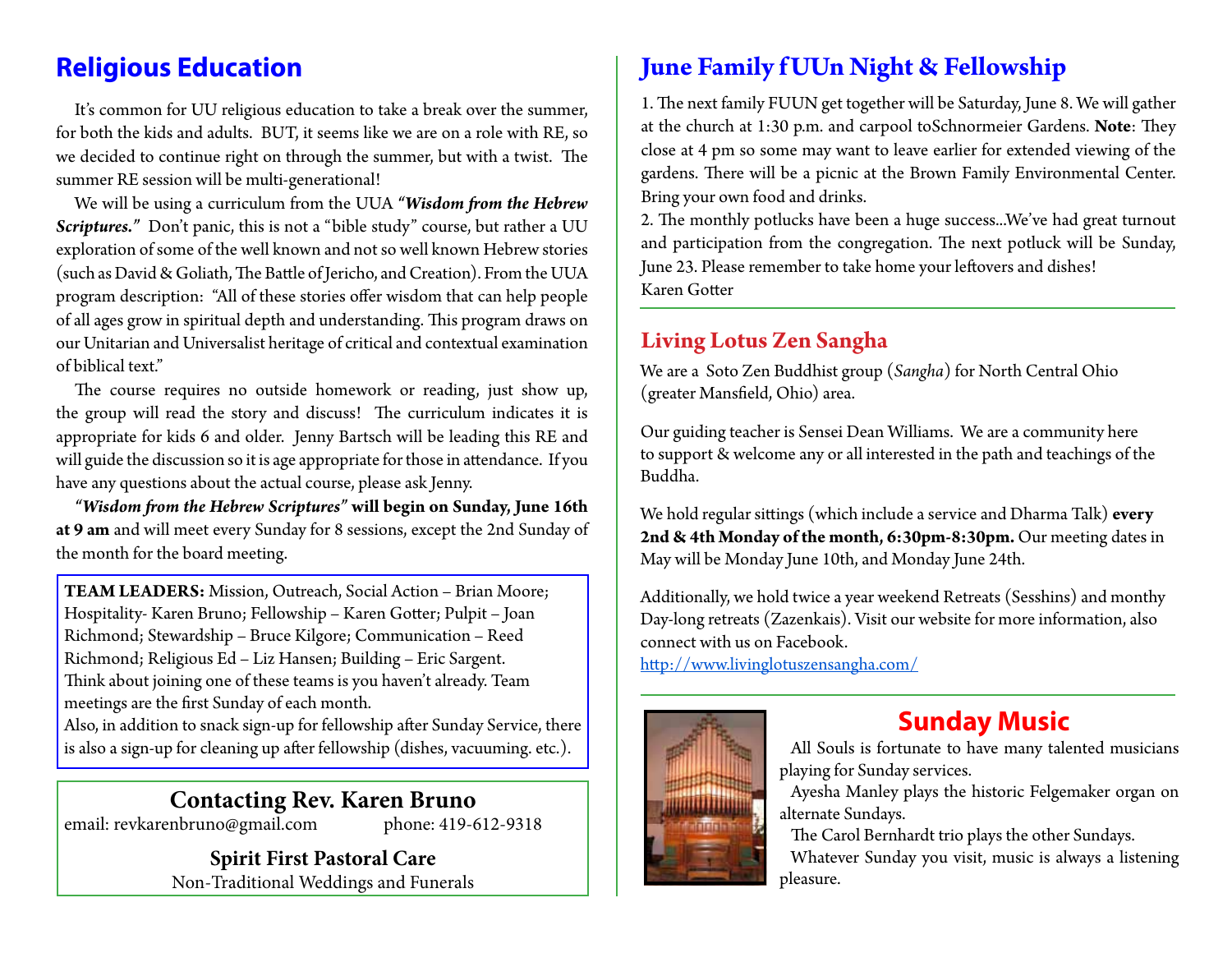## Religious Education

It's common for UU religious education to take a break over the summer, for both the kids and adults. BUT, it seems like we are on a role with RE, so we decided to continue right on through the summer, but with a twist. The summer RE session will be multi-generational!

We will be using a curriculum from the UUA ***"Wisdom from the Hebrew Scriptures."*** Don't panic, this is not a "bible study" course, but rather a UU exploration of some of the well known and not so well known Hebrew stories (such as David & Goliath, The Battle of Jericho, and Creation). From the UUA program description: "All of these stories offer wisdom that can help people of all ages grow in spiritual depth and understanding. This program draws on our Unitarian and Universalist heritage of critical and contextual examination of biblical text."

The course requires no outside homework or reading, just show up, the group will read the story and discuss! The curriculum indicates it is appropriate for kids 6 and older. Jenny Bartsch will be leading this RE and will guide the discussion so it is age appropriate for those in attendance. If you have any questions about the actual course, please ask Jenny.

***"Wisdom from the Hebrew Scriptures"* will begin on Sunday, June 16th at 9 am** and will meet every Sunday for 8 sessions, except the 2nd Sunday of the month for the board meeting.

**TEAM LEADERS:** Mission, Outreach, Social Action – Brian Moore; Hospitality- Karen Bruno; Fellowship – Karen Gotter; Pulpit – Joan Richmond; Stewardship – Bruce Kilgore; Communication – Reed Richmond; Religious Ed – Liz Hansen; Building – Eric Sargent.
Think about joining one of these teams is you haven't already. Team meetings are the first Sunday of each month.
Also, in addition to snack sign-up for fellowship after Sunday Service, there is also a sign-up for cleaning up after fellowship (dishes, vacuuming. etc.).

### Contacting Rev. Karen Bruno

email: revkarenbruno@gmail.com phone: 419-612-9318

**Spirit First Pastoral Care**
Non-Traditional Weddings and Funerals

## June Family fUUn Night & Fellowship

1. The next family FUUN get together will be Saturday, June 8. We will gather at the church at 1:30 p.m. and carpool toSchnormeier Gardens. **Note**: They close at 4 pm so some may want to leave earlier for extended viewing of the gardens. There will be a picnic at the Brown Family Environmental Center. Bring your own food and drinks.
2. The monthly potlucks have been a huge success...We've had great turnout and participation from the congregation. The next potluck will be Sunday, June 23. Please remember to take home your leftovers and dishes!
Karen Gotter

## Living Lotus Zen Sangha

We are a Soto Zen Buddhist group (*Sangha*) for North Central Ohio (greater Mansfield, Ohio) area.

Our guiding teacher is Sensei Dean Williams. We are a community here to support & welcome any or all interested in the path and teachings of the Buddha.

We hold regular sittings (which include a service and Dharma Talk) **every 2nd & 4th Monday of the month, 6:30pm-8:30pm.** Our meeting dates in May will be Monday June 10th, and Monday June 24th.

Additionally, we hold twice a year weekend Retreats (Sesshins) and monthy Day-long retreats (Zazenkais). Visit our website for more information, also connect with us on Facebook.
http://www.livinglotuszensangha.com/

## Sunday Music

All Souls is fortunate to have many talented musicians playing for Sunday services.

Ayesha Manley plays the historic Felgemaker organ on alternate Sundays.

The Carol Bernhardt trio plays the other Sundays.

Whatever Sunday you visit, music is always a listening pleasure.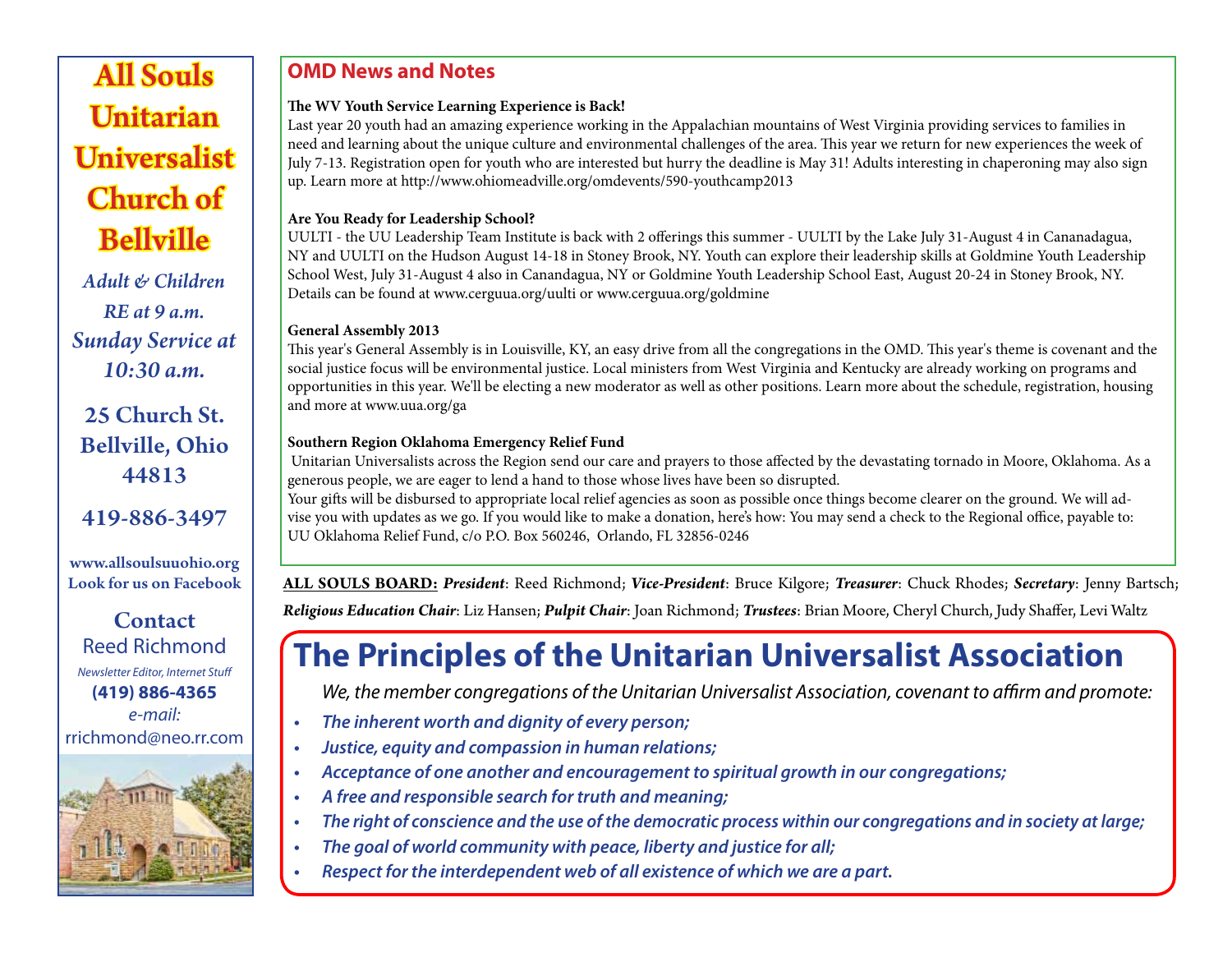# All Souls Unitarian Universalist Church of Bellville

*Adult & Children RE at 9 a.m.*
*Sunday Service at 10:30 a.m.*

**25 Church St.**
**Bellville, Ohio**
**44813**

**419-886-3497**

**www.allsoulsuuohio.org**
**Look for us on Facebook**

**Contact**
Reed Richmond
*Newsletter Editor, Internet Stuff*
**(419) 886-4365**
*e-mail:*
rrichmond@neo.rr.com

## OMD News and Notes

**The WV Youth Service Learning Experience is Back!**
Last year 20 youth had an amazing experience working in the Appalachian mountains of West Virginia providing services to families in need and learning about the unique culture and environmental challenges of the area. This year we return for new experiences the week of July 7-13. Registration open for youth who are interested but hurry the deadline is May 31! Adults interesting in chaperoning may also sign up. Learn more at http://www.ohiomeadville.org/omdevents/590-youthcamp2013

**Are You Ready for Leadership School?**
UULTI - the UU Leadership Team Institute is back with 2 offerings this summer - UULTI by the Lake July 31-August 4 in Cananadagua, NY and UULTI on the Hudson August 14-18 in Stoney Brook, NY. Youth can explore their leadership skills at Goldmine Youth Leadership School West, July 31-August 4 also in Canandagua, NY or Goldmine Youth Leadership School East, August 20-24 in Stoney Brook, NY. Details can be found at www.cerguua.org/uulti or www.cerguua.org/goldmine

**General Assembly 2013**
This year's General Assembly is in Louisville, KY, an easy drive from all the congregations in the OMD. This year's theme is covenant and the social justice focus will be environmental justice. Local ministers from West Virginia and Kentucky are already working on programs and opportunities in this year. We'll be electing a new moderator as well as other positions. Learn more about the schedule, registration, housing and more at www.uua.org/ga

**Southern Region Oklahoma Emergency Relief Fund**
Unitarian Universalists across the Region send our care and prayers to those affected by the devastating tornado in Moore, Oklahoma. As a generous people, we are eager to lend a hand to those whose lives have been so disrupted.
Your gifts will be disbursed to appropriate local relief agencies as soon as possible once things become clearer on the ground. We will advise you with updates as we go. If you would like to make a donation, here's how: You may send a check to the Regional office, payable to: UU Oklahoma Relief Fund, c/o P.O. Box 560246, Orlando, FL 32856-0246

**ALL SOULS BOARD:** ***President***: Reed Richmond; ***Vice-President***: Bruce Kilgore; ***Treasurer***: Chuck Rhodes; ***Secretary***: Jenny Bartsch; ***Religious Education Chair***: Liz Hansen; ***Pulpit Chair***: Joan Richmond; ***Trustees***: Brian Moore, Cheryl Church, Judy Shaffer, Levi Waltz

## The Principles of the Unitarian Universalist Association

*We, the member congregations of the Unitarian Universalist Association, covenant to affirm and promote:*

- ***The inherent worth and dignity of every person;***
- ***Justice, equity and compassion in human relations;***
- ***Acceptance of one another and encouragement to spiritual growth in our congregations;***
- ***A free and responsible search for truth and meaning;***
- ***The right of conscience and the use of the democratic process within our congregations and in society at large;***
- ***The goal of world community with peace, liberty and justice for all;***
- ***Respect for the interdependent web of all existence of which we are a part.***